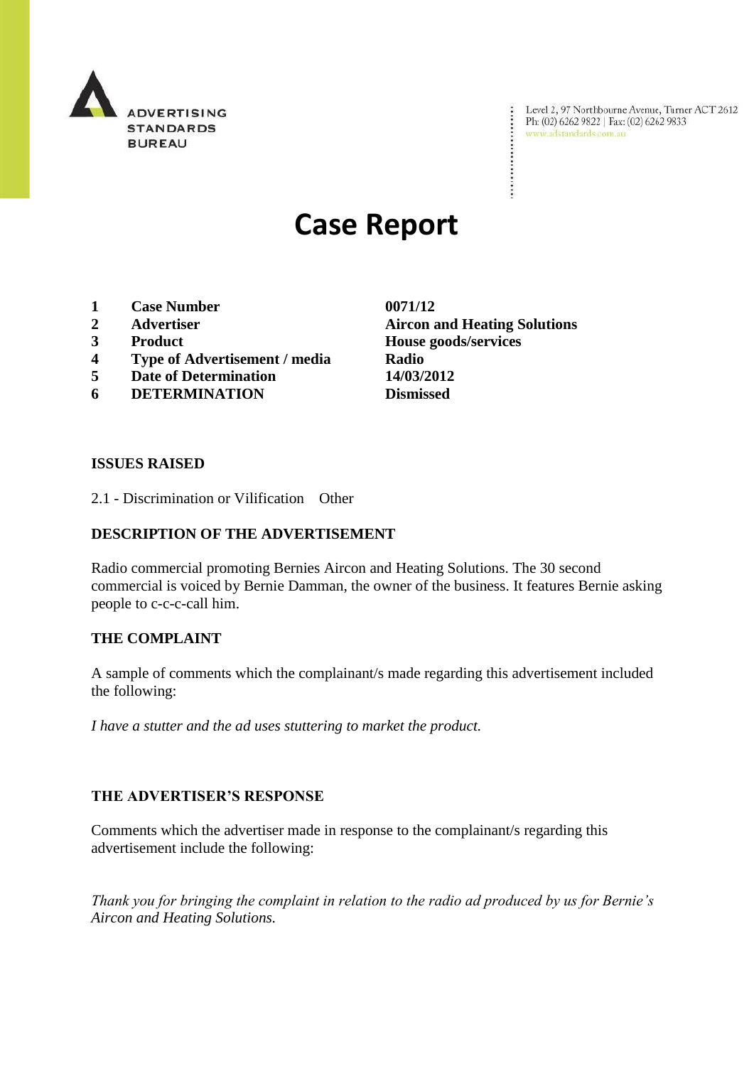ADVERTISING STANDARDS BUREAU

Level 2, 97 Northbourne Avenue, Turner ACT 2612
Ph: (02) 6262 9822 | Fax: (02) 6262 9833
www.adstandards.com.au

# Case Report

| | | |
|---|---|---|
| **1** | **Case Number** | **0071/12** |
| **2** | **Advertiser** | **Aircon and Heating Solutions** |
| **3** | **Product** | **House goods/services** |
| **4** | **Type of Advertisement / media** | **Radio** |
| **5** | **Date of Determination** | **14/03/2012** |
| **6** | **DETERMINATION** | **Dismissed** |

**ISSUES RAISED**

2.1 - Discrimination or Vilification Other

**DESCRIPTION OF THE ADVERTISEMENT**

Radio commercial promoting Bernies Aircon and Heating Solutions. The 30 second commercial is voiced by Bernie Damman, the owner of the business. It features Bernie asking people to c-c-c-call him.

**THE COMPLAINT**

A sample of comments which the complainant/s made regarding this advertisement included the following:

*I have a stutter and the ad uses stuttering to market the product.*

**THE ADVERTISER'S RESPONSE**

Comments which the advertiser made in response to the complainant/s regarding this advertisement include the following:

*Thank you for bringing the complaint in relation to the radio ad produced by us for Bernie's Aircon and Heating Solutions.*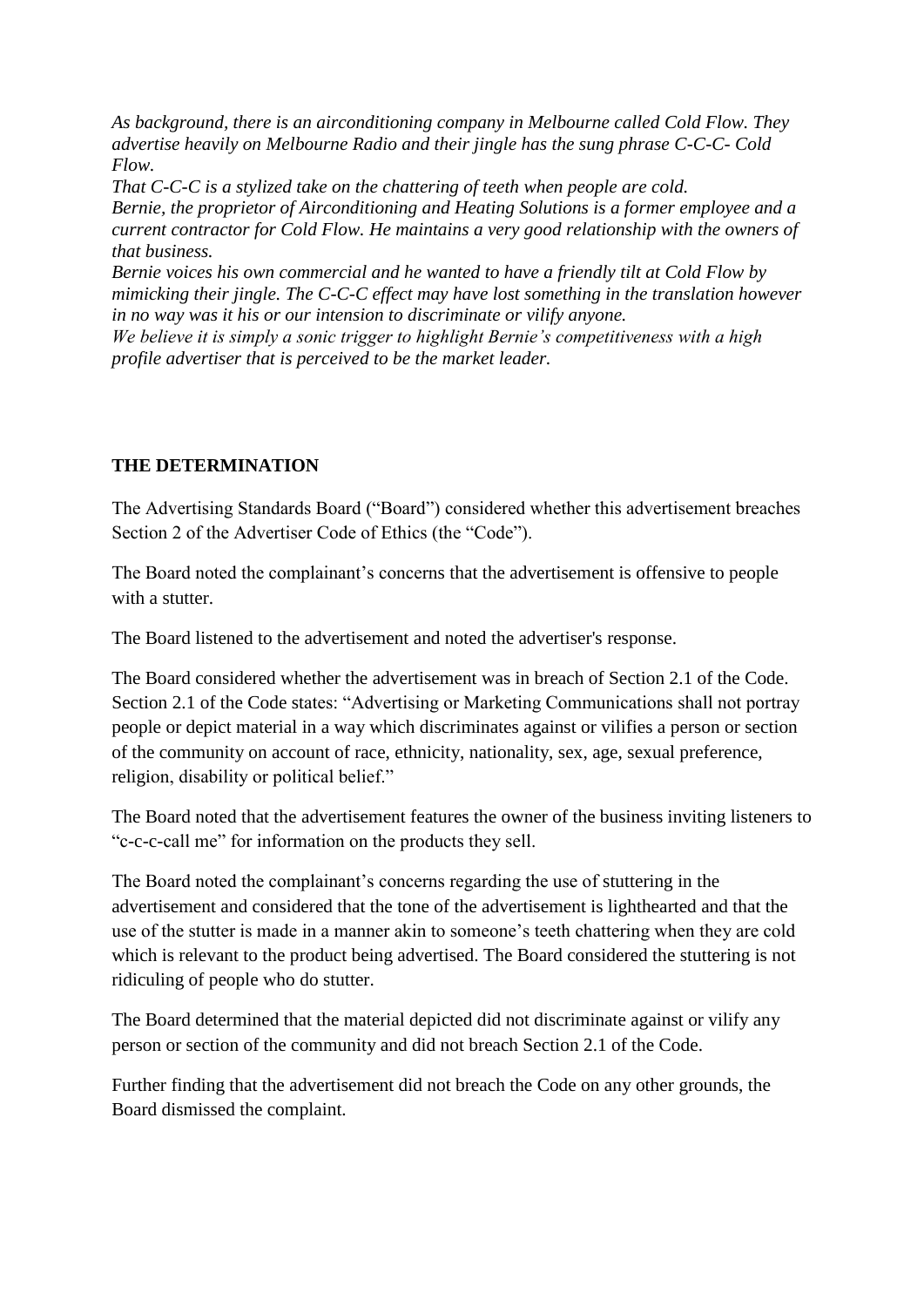*As background, there is an airconditioning company in Melbourne called Cold Flow. They advertise heavily on Melbourne Radio and their jingle has the sung phrase C-C-C- Cold Flow.*

*That C-C-C is a stylized take on the chattering of teeth when people are cold.*

*Bernie, the proprietor of Airconditioning and Heating Solutions is a former employee and a current contractor for Cold Flow. He maintains a very good relationship with the owners of that business.*

*Bernie voices his own commercial and he wanted to have a friendly tilt at Cold Flow by mimicking their jingle. The C-C-C effect may have lost something in the translation however in no way was it his or our intension to discriminate or vilify anyone.*

*We believe it is simply a sonic trigger to highlight Bernie's competitiveness with a high profile advertiser that is perceived to be the market leader.*

**THE DETERMINATION**

The Advertising Standards Board ("Board") considered whether this advertisement breaches Section 2 of the Advertiser Code of Ethics (the "Code").

The Board noted the complainant's concerns that the advertisement is offensive to people with a stutter.

The Board listened to the advertisement and noted the advertiser's response.

The Board considered whether the advertisement was in breach of Section 2.1 of the Code. Section 2.1 of the Code states: "Advertising or Marketing Communications shall not portray people or depict material in a way which discriminates against or vilifies a person or section of the community on account of race, ethnicity, nationality, sex, age, sexual preference, religion, disability or political belief."

The Board noted that the advertisement features the owner of the business inviting listeners to "c-c-c-call me" for information on the products they sell.

The Board noted the complainant's concerns regarding the use of stuttering in the advertisement and considered that the tone of the advertisement is lighthearted and that the use of the stutter is made in a manner akin to someone's teeth chattering when they are cold which is relevant to the product being advertised. The Board considered the stuttering is not ridiculing of people who do stutter.

The Board determined that the material depicted did not discriminate against or vilify any person or section of the community and did not breach Section 2.1 of the Code.

Further finding that the advertisement did not breach the Code on any other grounds, the Board dismissed the complaint.